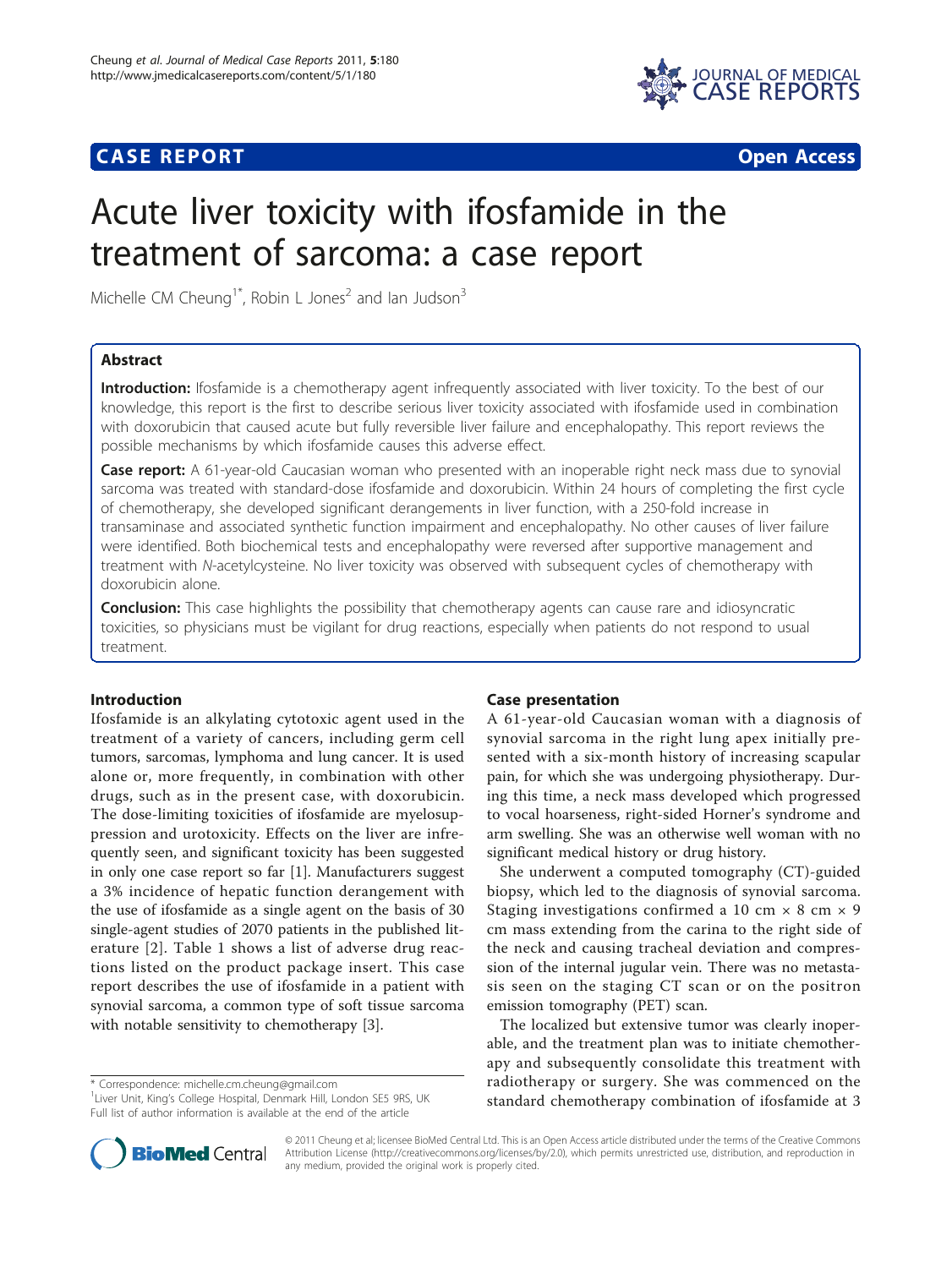CASE REPORT Open Access

# Acute liver toxicity with ifosfamide in the treatment of sarcoma: a case report

Michelle CM Cheung[1*], Robin L Jones[2] and Ian Judson[3]

## Abstract

**Introduction:** Ifosfamide is a chemotherapy agent infrequently associated with liver toxicity. To the best of our knowledge, this report is the first to describe serious liver toxicity associated with ifosfamide used in combination with doxorubicin that caused acute but fully reversible liver failure and encephalopathy. This report reviews the possible mechanisms by which ifosfamide causes this adverse effect.

**Case report:** A 61-year-old Caucasian woman who presented with an inoperable right neck mass due to synovial sarcoma was treated with standard-dose ifosfamide and doxorubicin. Within 24 hours of completing the first cycle of chemotherapy, she developed significant derangements in liver function, with a 250-fold increase in transaminase and associated synthetic function impairment and encephalopathy. No other causes of liver failure were identified. Both biochemical tests and encephalopathy were reversed after supportive management and treatment with *N*-acetylcysteine. No liver toxicity was observed with subsequent cycles of chemotherapy with doxorubicin alone.

**Conclusion:** This case highlights the possibility that chemotherapy agents can cause rare and idiosyncratic toxicities, so physicians must be vigilant for drug reactions, especially when patients do not respond to usual treatment.

## Introduction

Ifosfamide is an alkylating cytotoxic agent used in the treatment of a variety of cancers, including germ cell tumors, sarcomas, lymphoma and lung cancer. It is used alone or, more frequently, in combination with other drugs, such as in the present case, with doxorubicin. The dose-limiting toxicities of ifosfamide are myelosuppression and urotoxicity. Effects on the liver are infrequently seen, and significant toxicity has been suggested in only one case report so far [1]. Manufacturers suggest a 3% incidence of hepatic function derangement with the use of ifosfamide as a single agent on the basis of 30 single-agent studies of 2070 patients in the published literature [2]. Table 1 shows a list of adverse drug reactions listed on the product package insert. This case report describes the use of ifosfamide in a patient with synovial sarcoma, a common type of soft tissue sarcoma with notable sensitivity to chemotherapy [3].

## Case presentation

A 61-year-old Caucasian woman with a diagnosis of synovial sarcoma in the right lung apex initially presented with a six-month history of increasing scapular pain, for which she was undergoing physiotherapy. During this time, a neck mass developed which progressed to vocal hoarseness, right-sided Horner's syndrome and arm swelling. She was an otherwise well woman with no significant medical history or drug history.

She underwent a computed tomography (CT)-guided biopsy, which led to the diagnosis of synovial sarcoma. Staging investigations confirmed a 10 cm × 8 cm × 9 cm mass extending from the carina to the right side of the neck and causing tracheal deviation and compression of the internal jugular vein. There was no metastasis seen on the staging CT scan or on the positron emission tomography (PET) scan.

The localized but extensive tumor was clearly inoperable, and the treatment plan was to initiate chemotherapy and subsequently consolidate this treatment with radiotherapy or surgery. She was commenced on the standard chemotherapy combination of ifosfamide at 3

\* Correspondence: michelle.cm.cheung@gmail.com
[1]Liver Unit, King's College Hospital, Denmark Hill, London SE5 9RS, UK
Full list of author information is available at the end of the article

© 2011 Cheung et al; licensee BioMed Central Ltd. This is an Open Access article distributed under the terms of the Creative Commons Attribution License (http://creativecommons.org/licenses/by/2.0), which permits unrestricted use, distribution, and reproduction in any medium, provided the original work is properly cited.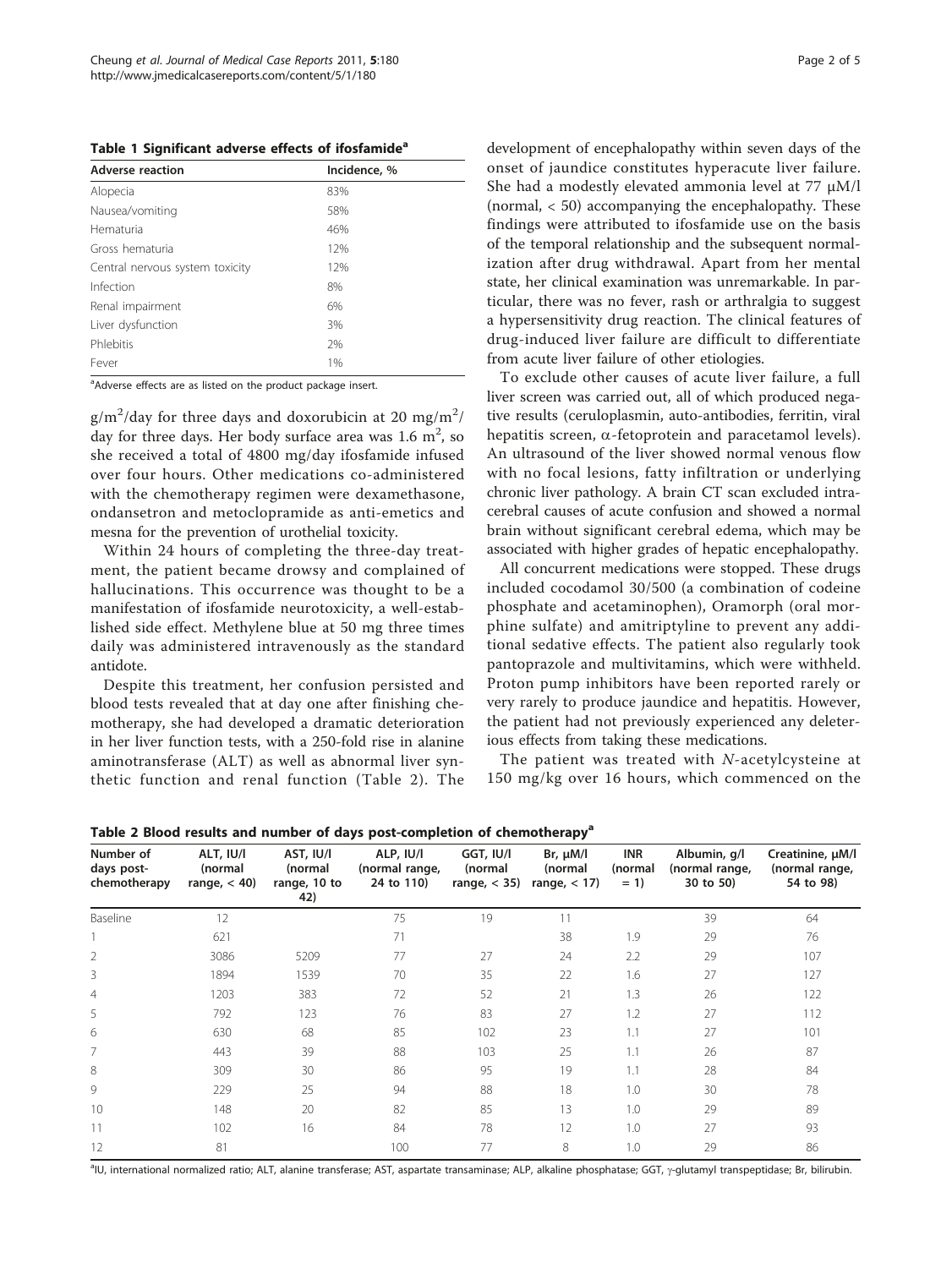**Table 1 Significant adverse effects of ifosfamide[a]**

| Adverse reaction | Incidence, % |
|---|---|
| Alopecia | 83% |
| Nausea/vomiting | 58% |
| Hematuria | 46% |
| Gross hematuria | 12% |
| Central nervous system toxicity | 12% |
| Infection | 8% |
| Renal impairment | 6% |
| Liver dysfunction | 3% |
| Phlebitis | 2% |
| Fever | 1% |

[a]Adverse effects are as listed on the product package insert.

$g/m^2$/day for three days and doxorubicin at 20 $mg/m^2$/day for three days. Her body surface area was 1.6 $m^2$, so she received a total of 4800 mg/day ifosfamide infused over four hours. Other medications co-administered with the chemotherapy regimen were dexamethasone, ondansetron and metoclopramide as anti-emetics and mesna for the prevention of urothelial toxicity.

Within 24 hours of completing the three-day treatment, the patient became drowsy and complained of hallucinations. This occurrence was thought to be a manifestation of ifosfamide neurotoxicity, a well-established side effect. Methylene blue at 50 mg three times daily was administered intravenously as the standard antidote.

Despite this treatment, her confusion persisted and blood tests revealed that at day one after finishing chemotherapy, she had developed a dramatic deterioration in her liver function tests, with a 250-fold rise in alanine aminotransferase (ALT) as well as abnormal liver synthetic function and renal function (Table 2). The development of encephalopathy within seven days of the onset of jaundice constitutes hyperacute liver failure. She had a modestly elevated ammonia level at 77 μM/l (normal, < 50) accompanying the encephalopathy. These findings were attributed to ifosfamide use on the basis of the temporal relationship and the subsequent normalization after drug withdrawal. Apart from her mental state, her clinical examination was unremarkable. In particular, there was no fever, rash or arthralgia to suggest a hypersensitivity drug reaction. The clinical features of drug-induced liver failure are difficult to differentiate from acute liver failure of other etiologies.

To exclude other causes of acute liver failure, a full liver screen was carried out, all of which produced negative results (ceruloplasmin, auto-antibodies, ferritin, viral hepatitis screen, α-fetoprotein and paracetamol levels). An ultrasound of the liver showed normal venous flow with no focal lesions, fatty infiltration or underlying chronic liver pathology. A brain CT scan excluded intracerebral causes of acute confusion and showed a normal brain without significant cerebral edema, which may be associated with higher grades of hepatic encephalopathy.

All concurrent medications were stopped. These drugs included cocodamol 30/500 (a combination of codeine phosphate and acetaminophen), Oramorph (oral morphine sulfate) and amitriptyline to prevent any additional sedative effects. The patient also regularly took pantoprazole and multivitamins, which were withheld. Proton pump inhibitors have been reported rarely or very rarely to produce jaundice and hepatitis. However, the patient had not previously experienced any deleterious effects from taking these medications.

The patient was treated with *N*-acetylcysteine at 150 mg/kg over 16 hours, which commenced on the

**Table 2 Blood results and number of days post-completion of chemotherapy[a]**

| Number of days post-chemotherapy | ALT, IU/l (normal range, < 40) | AST, IU/l (normal range, 10 to 42) | ALP, IU/l (normal range, 24 to 110) | GGT, IU/l (normal range, < 35) | Br, μM/l (normal range, < 17) | INR (normal = 1) | Albumin, g/l (normal range, 30 to 50) | Creatinine, μM/l (normal range, 54 to 98) |
|---|---|---|---|---|---|---|---|---|
| Baseline | 12 | | 75 | 19 | 11 | | 39 | 64 |
| 1 | 621 | | 71 | | 38 | 1.9 | 29 | 76 |
| 2 | 3086 | 5209 | 77 | 27 | 24 | 2.2 | 29 | 107 |
| 3 | 1894 | 1539 | 70 | 35 | 22 | 1.6 | 27 | 127 |
| 4 | 1203 | 383 | 72 | 52 | 21 | 1.3 | 26 | 122 |
| 5 | 792 | 123 | 76 | 83 | 27 | 1.2 | 27 | 112 |
| 6 | 630 | 68 | 85 | 102 | 23 | 1.1 | 27 | 101 |
| 7 | 443 | 39 | 88 | 103 | 25 | 1.1 | 26 | 87 |
| 8 | 309 | 30 | 86 | 95 | 19 | 1.1 | 28 | 84 |
| 9 | 229 | 25 | 94 | 88 | 18 | 1.0 | 30 | 78 |
| 10 | 148 | 20 | 82 | 85 | 13 | 1.0 | 29 | 89 |
| 11 | 102 | 16 | 84 | 78 | 12 | 1.0 | 27 | 93 |
| 12 | 81 | | 100 | 77 | 8 | 1.0 | 29 | 86 |

[a]IU, international normalized ratio; ALT, alanine transferase; AST, aspartate transaminase; ALP, alkaline phosphatase; GGT, γ-glutamyl transpeptidase; Br, bilirubin.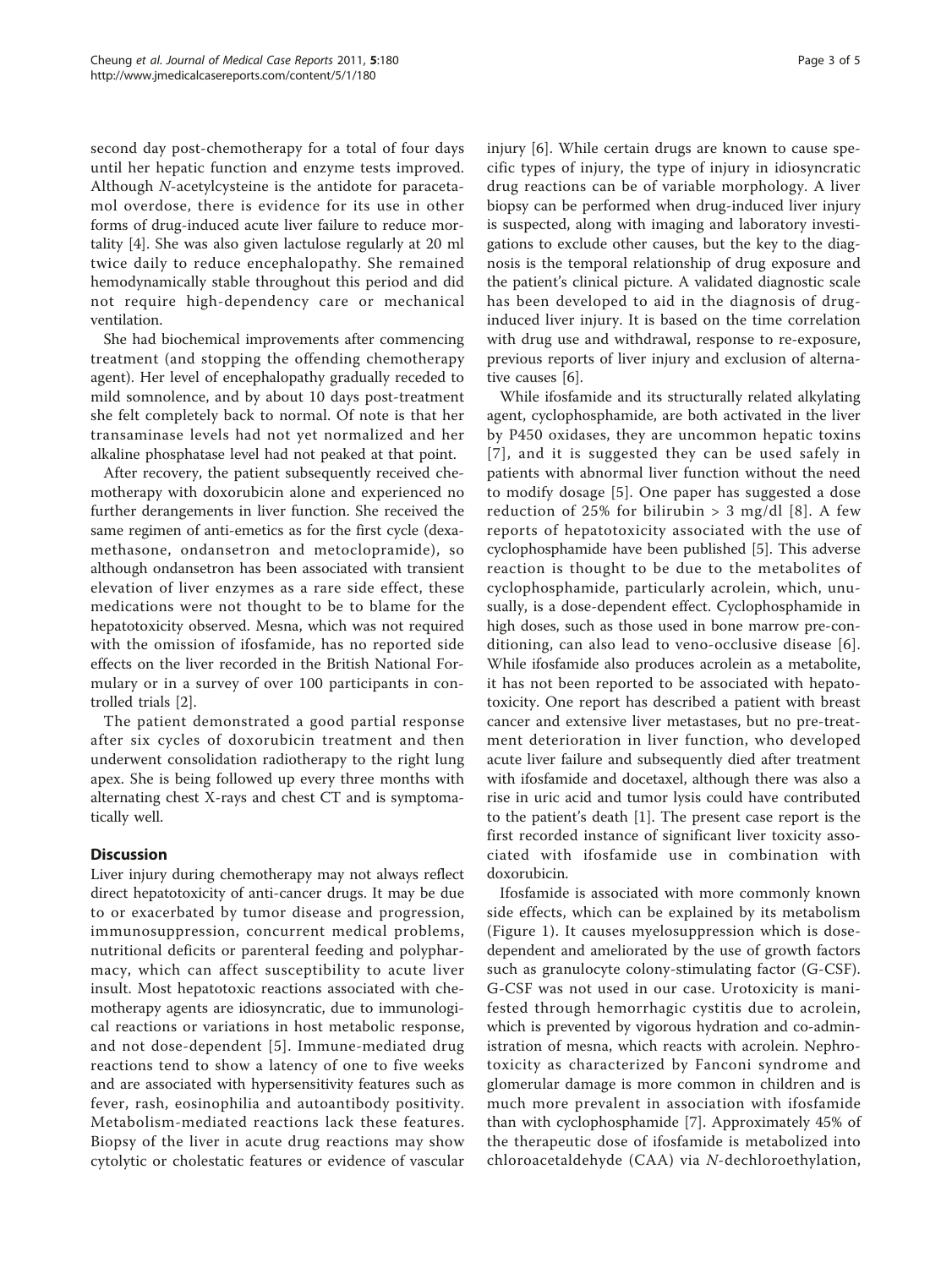second day post-chemotherapy for a total of four days until her hepatic function and enzyme tests improved. Although *N*-acetylcysteine is the antidote for paracetamol overdose, there is evidence for its use in other forms of drug-induced acute liver failure to reduce mortality [4]. She was also given lactulose regularly at 20 ml twice daily to reduce encephalopathy. She remained hemodynamically stable throughout this period and did not require high-dependency care or mechanical ventilation.

She had biochemical improvements after commencing treatment (and stopping the offending chemotherapy agent). Her level of encephalopathy gradually receded to mild somnolence, and by about 10 days post-treatment she felt completely back to normal. Of note is that her transaminase levels had not yet normalized and her alkaline phosphatase level had not peaked at that point.

After recovery, the patient subsequently received chemotherapy with doxorubicin alone and experienced no further derangements in liver function. She received the same regimen of anti-emetics as for the first cycle (dexamethasone, ondansetron and metoclopramide), so although ondansetron has been associated with transient elevation of liver enzymes as a rare side effect, these medications were not thought to be to blame for the hepatotoxicity observed. Mesna, which was not required with the omission of ifosfamide, has no reported side effects on the liver recorded in the British National Formulary or in a survey of over 100 participants in controlled trials [2].

The patient demonstrated a good partial response after six cycles of doxorubicin treatment and then underwent consolidation radiotherapy to the right lung apex. She is being followed up every three months with alternating chest X-rays and chest CT and is symptomatically well.

## Discussion

Liver injury during chemotherapy may not always reflect direct hepatotoxicity of anti-cancer drugs. It may be due to or exacerbated by tumor disease and progression, immunosuppression, concurrent medical problems, nutritional deficits or parenteral feeding and polypharmacy, which can affect susceptibility to acute liver insult. Most hepatotoxic reactions associated with chemotherapy agents are idiosyncratic, due to immunological reactions or variations in host metabolic response, and not dose-dependent [5]. Immune-mediated drug reactions tend to show a latency of one to five weeks and are associated with hypersensitivity features such as fever, rash, eosinophilia and autoantibody positivity. Metabolism-mediated reactions lack these features. Biopsy of the liver in acute drug reactions may show cytolytic or cholestatic features or evidence of vascular injury [6]. While certain drugs are known to cause specific types of injury, the type of injury in idiosyncratic drug reactions can be of variable morphology. A liver biopsy can be performed when drug-induced liver injury is suspected, along with imaging and laboratory investigations to exclude other causes, but the key to the diagnosis is the temporal relationship of drug exposure and the patient's clinical picture. A validated diagnostic scale has been developed to aid in the diagnosis of drug-induced liver injury. It is based on the time correlation with drug use and withdrawal, response to re-exposure, previous reports of liver injury and exclusion of alternative causes [6].

While ifosfamide and its structurally related alkylating agent, cyclophosphamide, are both activated in the liver by P450 oxidases, they are uncommon hepatic toxins [7], and it is suggested they can be used safely in patients with abnormal liver function without the need to modify dosage [5]. One paper has suggested a dose reduction of 25% for bilirubin > 3 mg/dl [8]. A few reports of hepatotoxicity associated with the use of cyclophosphamide have been published [5]. This adverse reaction is thought to be due to the metabolites of cyclophosphamide, particularly acrolein, which, unusually, is a dose-dependent effect. Cyclophosphamide in high doses, such as those used in bone marrow pre-conditioning, can also lead to veno-occlusive disease [6]. While ifosfamide also produces acrolein as a metabolite, it has not been reported to be associated with hepatotoxicity. One report has described a patient with breast cancer and extensive liver metastases, but no pre-treatment deterioration in liver function, who developed acute liver failure and subsequently died after treatment with ifosfamide and docetaxel, although there was also a rise in uric acid and tumor lysis could have contributed to the patient's death [1]. The present case report is the first recorded instance of significant liver toxicity associated with ifosfamide use in combination with doxorubicin.

Ifosfamide is associated with more commonly known side effects, which can be explained by its metabolism (Figure 1). It causes myelosuppression which is dose-dependent and ameliorated by the use of growth factors such as granulocyte colony-stimulating factor (G-CSF). G-CSF was not used in our case. Urotoxicity is manifested through hemorrhagic cystitis due to acrolein, which is prevented by vigorous hydration and co-administration of mesna, which reacts with acrolein. Nephrotoxicity as characterized by Fanconi syndrome and glomerular damage is more common in children and is much more prevalent in association with ifosfamide than with cyclophosphamide [7]. Approximately 45% of the therapeutic dose of ifosfamide is metabolized into chloroacetaldehyde (CAA) via *N*-dechloroethylation,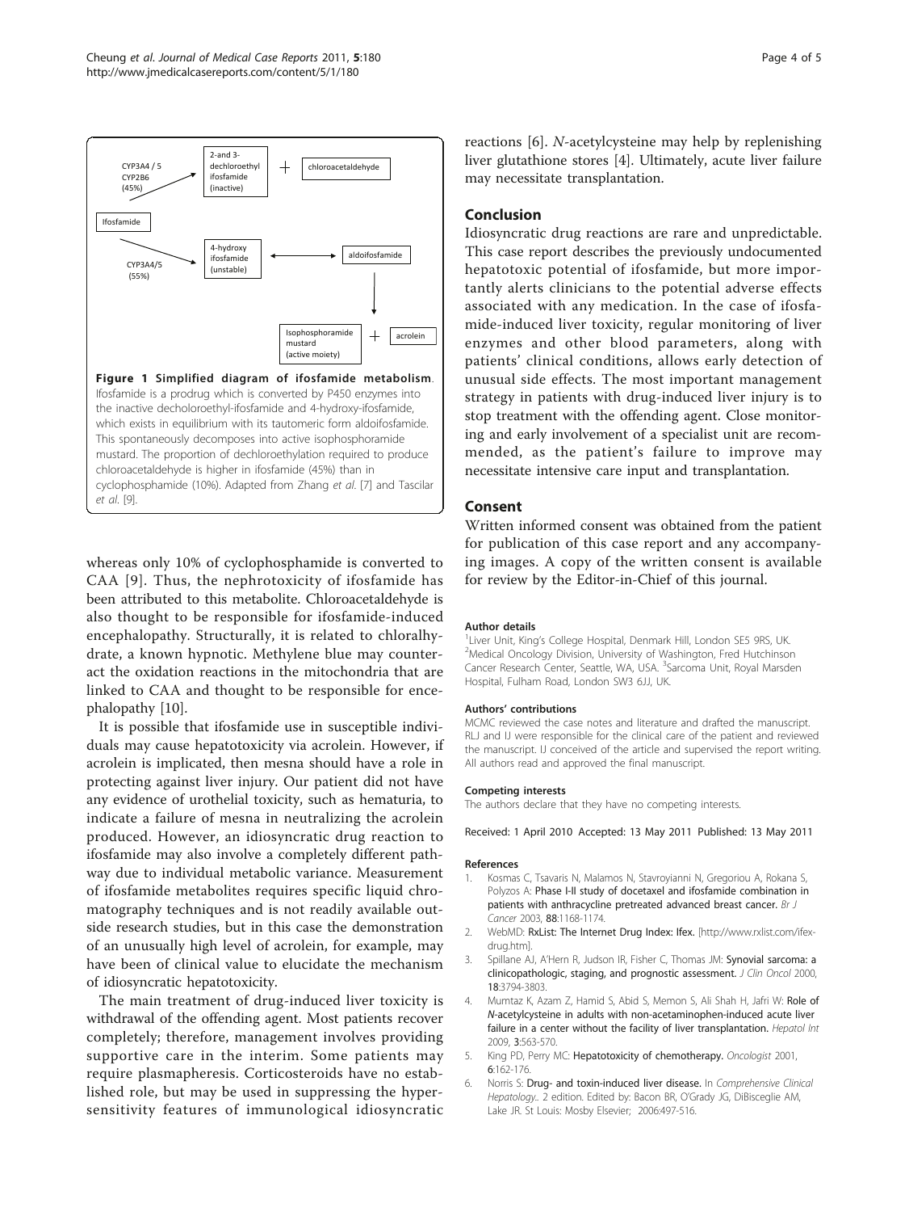CYP3A4 / 5
CYP2B6
(45%)

2-and 3-dechloroethyl ifosfamide (inactive)

+

chloroacetaldehyde

Ifosfamide

CYP3A4/5
(55%)

4-hydroxy ifosfamide (unstable)

aldoifosfamide

Isophosphoramide mustard (active moiety)

+

acrolein

**Figure 1 Simplified diagram of ifosfamide metabolism**. Ifosfamide is a prodrug which is converted by P450 enzymes into the inactive decholoroethyl-ifosfamide and 4-hydroxy-ifosfamide, which exists in equilibrium with its tautomeric form aldoifosfamide. This spontaneously decomposes into active isophosphoramide mustard. The proportion of dechloroethylation required to produce chloroacetaldehyde is higher in ifosfamide (45%) than in cyclophosphamide (10%). Adapted from Zhang *et al.* [7] and Tascilar *et al.* [9].

whereas only 10% of cyclophosphamide is converted to CAA [9]. Thus, the nephrotoxicity of ifosfamide has been attributed to this metabolite. Chloroacetaldehyde is also thought to be responsible for ifosfamide-induced encephalopathy. Structurally, it is related to chloralhydrate, a known hypnotic. Methylene blue may counteract the oxidation reactions in the mitochondria that are linked to CAA and thought to be responsible for encephalopathy [10].

It is possible that ifosfamide use in susceptible individuals may cause hepatotoxicity via acrolein. However, if acrolein is implicated, then mesna should have a role in protecting against liver injury. Our patient did not have any evidence of urothelial toxicity, such as hematuria, to indicate a failure of mesna in neutralizing the acrolein produced. However, an idiosyncratic drug reaction to ifosfamide may also involve a completely different pathway due to individual metabolic variance. Measurement of ifosfamide metabolites requires specific liquid chromatography techniques and is not readily available outside research studies, but in this case the demonstration of an unusually high level of acrolein, for example, may have been of clinical value to elucidate the mechanism of idiosyncratic hepatotoxicity.

The main treatment of drug-induced liver toxicity is withdrawal of the offending agent. Most patients recover completely; therefore, management involves providing supportive care in the interim. Some patients may require plasmapheresis. Corticosteroids have no established role, but may be used in suppressing the hypersensitivity features of immunological idiosyncratic reactions [6]. *N*-acetylcysteine may help by replenishing liver glutathione stores [4]. Ultimately, acute liver failure may necessitate transplantation.

## Conclusion

Idiosyncratic drug reactions are rare and unpredictable. This case report describes the previously undocumented hepatotoxic potential of ifosfamide, but more importantly alerts clinicians to the potential adverse effects associated with any medication. In the case of ifosfamide-induced liver toxicity, regular monitoring of liver enzymes and other blood parameters, along with patients' clinical conditions, allows early detection of unusual side effects. The most important management strategy in patients with drug-induced liver injury is to stop treatment with the offending agent. Close monitoring and early involvement of a specialist unit are recommended, as the patient's failure to improve may necessitate intensive care input and transplantation.

## Consent

Written informed consent was obtained from the patient for publication of this case report and any accompanying images. A copy of the written consent is available for review by the Editor-in-Chief of this journal.

#### Author details

[1]Liver Unit, King's College Hospital, Denmark Hill, London SE5 9RS, UK. [2]Medical Oncology Division, University of Washington, Fred Hutchinson Cancer Research Center, Seattle, WA, USA. [3]Sarcoma Unit, Royal Marsden Hospital, Fulham Road, London SW3 6JJ, UK.

#### Authors' contributions

MCMC reviewed the case notes and literature and drafted the manuscript. RLJ and IJ were responsible for the clinical care of the patient and reviewed the manuscript. IJ conceived of the article and supervised the report writing. All authors read and approved the final manuscript.

#### Competing interests

The authors declare that they have no competing interests.

Received: 1 April 2010 Accepted: 13 May 2011 Published: 13 May 2011

#### References

1. Kosmas C, Tsavaris N, Malamos N, Stavroyianni N, Gregoriou A, Rokana S, Polyzos A: **Phase I-II study of docetaxel and ifosfamide combination in patients with anthracycline pretreated advanced breast cancer.** *Br J Cancer* 2003, **88**:1168-1174.
2. WebMD: **RxList: The Internet Drug Index: Ifex.** [http://www.rxlist.com/ifex-drug.htm].
3. Spillane AJ, A'Hern R, Judson IR, Fisher C, Thomas JM: **Synovial sarcoma: a clinicopathologic, staging, and prognostic assessment.** *J Clin Oncol* 2000, **18**:3794-3803.
4. Mumtaz K, Azam Z, Hamid S, Abid S, Memon S, Ali Shah H, Jafri W: **Role of *N*-acetylcysteine in adults with non-acetaminophen-induced acute liver failure in a center without the facility of liver transplantation.** *Hepatol Int* 2009, **3**:563-570.
5. King PD, Perry MC: **Hepatotoxicity of chemotherapy.** *Oncologist* 2001, **6**:162-176.
6. Norris S: **Drug- and toxin-induced liver disease.** In *Comprehensive Clinical Hepatology.*. 2 edition. Edited by: Bacon BR, O'Grady JG, DiBisceglie AM, Lake JR. St Louis: Mosby Elsevier; 2006:497-516.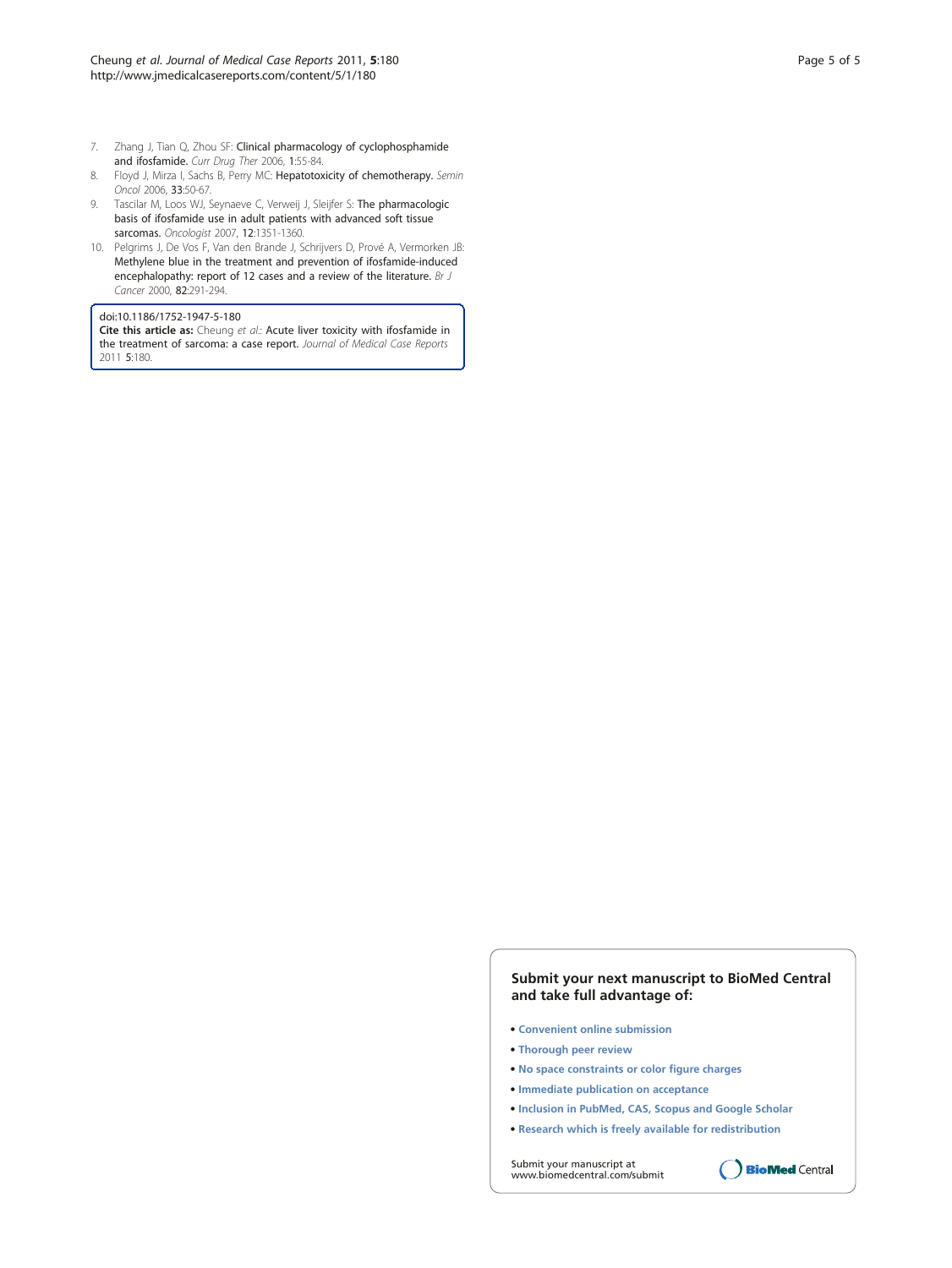7. Zhang J, Tian Q, Zhou SF: **Clinical pharmacology of cyclophosphamide and ifosfamide.** *Curr Drug Ther* 2006, 1:55-84.
8. Floyd J, Mirza I, Sachs B, Perry MC: **Hepatotoxicity of chemotherapy.** *Semin Oncol* 2006, **33**:50-67.
9. Tascilar M, Loos WJ, Seynaeve C, Verweij J, Sleijfer S: **The pharmacologic basis of ifosfamide use in adult patients with advanced soft tissue sarcomas.** *Oncologist* 2007, **12**:1351-1360.
10. Pelgrims J, De Vos F, Van den Brande J, Schrijvers D, Prové A, Vermorken JB: **Methylene blue in the treatment and prevention of ifosfamide-induced encephalopathy: report of 12 cases and a review of the literature.** *Br J Cancer* 2000, **82**:291-294.

doi:10.1186/1752-1947-5-180

**Cite this article as:** Cheung *et al.*: **Acute liver toxicity with ifosfamide in the treatment of sarcoma: a case report.** *Journal of Medical Case Reports* 2011 **5**:180.

**Submit your next manuscript to BioMed Central and take full advantage of:**

- **Convenient online submission**
- **Thorough peer review**
- **No space constraints or color figure charges**
- **Immediate publication on acceptance**
- **Inclusion in PubMed, CAS, Scopus and Google Scholar**
- **Research which is freely available for redistribution**

Submit your manuscript at www.biomedcentral.com/submit

BioMed Central